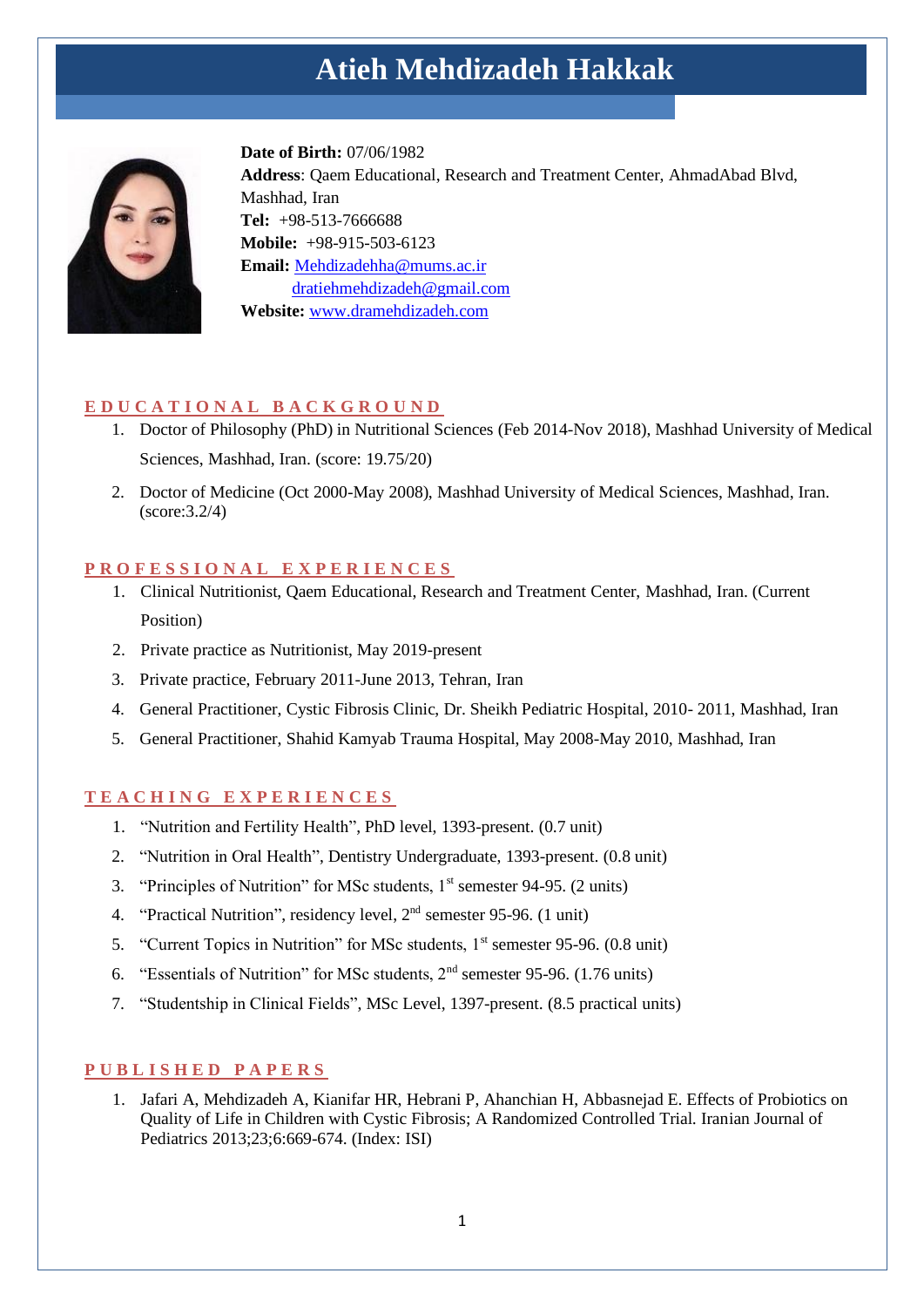# Atieh Mehdizadeh Hakkak

**Date of Birth:** 07/06/1982
**Address**: Qaem Educational, Research and Treatment Center, AhmadAbad Blvd, Mashhad, Iran
**Tel:** +98-513-7666688
**Mobile:** +98-915-503-6123
**Email:** Mehdizadehha@mums.ac.ir
dratiehmehdizadeh@gmail.com
**Website:** www.dramehdizadeh.com

## EDUCATIONAL BACKGROUND

1. Doctor of Philosophy (PhD) in Nutritional Sciences (Feb 2014-Nov 2018), Mashhad University of Medical Sciences, Mashhad, Iran. (score: 19.75/20)
2. Doctor of Medicine (Oct 2000-May 2008), Mashhad University of Medical Sciences, Mashhad, Iran. (score:3.2/4)

## PROFESSIONAL EXPERIENCES

1. Clinical Nutritionist, Qaem Educational, Research and Treatment Center, Mashhad, Iran. (Current Position)
2. Private practice as Nutritionist, May 2019-present
3. Private practice, February 2011-June 2013, Tehran, Iran
4. General Practitioner, Cystic Fibrosis Clinic, Dr. Sheikh Pediatric Hospital, 2010- 2011, Mashhad, Iran
5. General Practitioner, Shahid Kamyab Trauma Hospital, May 2008-May 2010, Mashhad, Iran

## TEACHING EXPERIENCES

1. "Nutrition and Fertility Health", PhD level, 1393-present. (0.7 unit)
2. "Nutrition in Oral Health", Dentistry Undergraduate, 1393-present. (0.8 unit)
3. "Principles of Nutrition" for MSc students, 1st semester 94-95. (2 units)
4. "Practical Nutrition", residency level, 2nd semester 95-96. (1 unit)
5. "Current Topics in Nutrition" for MSc students, 1st semester 95-96. (0.8 unit)
6. "Essentials of Nutrition" for MSc students, 2nd semester 95-96. (1.76 units)
7. "Studentship in Clinical Fields", MSc Level, 1397-present. (8.5 practical units)

## PUBLISHED PAPERS

1. Jafari A, Mehdizadeh A, Kianifar HR, Hebrani P, Ahanchian H, Abbasnejad E. Effects of Probiotics on Quality of Life in Children with Cystic Fibrosis; A Randomized Controlled Trial. Iranian Journal of Pediatrics 2013;23;6:669-674. (Index: ISI)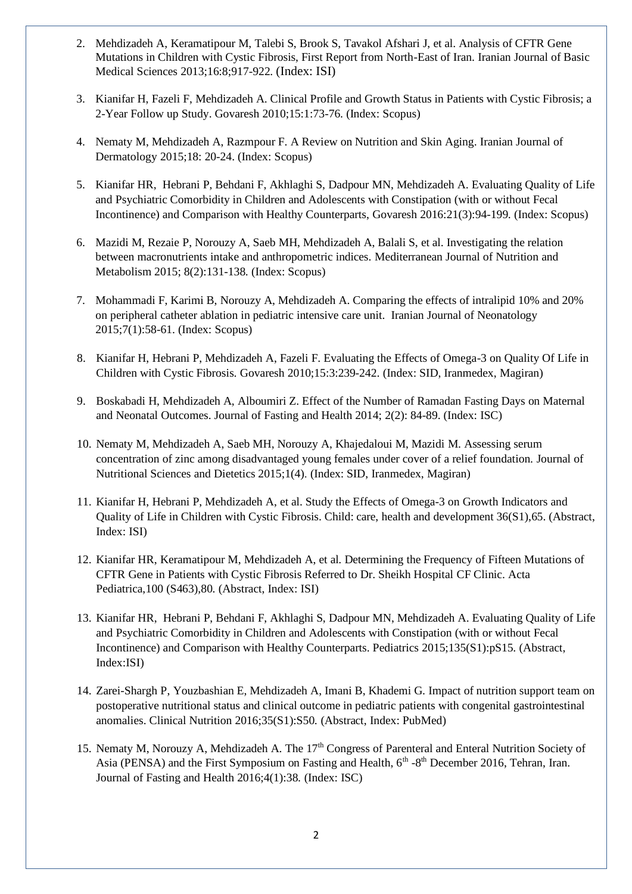2. Mehdizadeh A, Keramatipour M, Talebi S, Brook S, Tavakol Afshari J, et al. Analysis of CFTR Gene Mutations in Children with Cystic Fibrosis, First Report from North-East of Iran. Iranian Journal of Basic Medical Sciences 2013;16:8;917-922. (Index: ISI)

3. Kianifar H, Fazeli F, Mehdizadeh A. Clinical Profile and Growth Status in Patients with Cystic Fibrosis; a 2-Year Follow up Study. Govaresh 2010;15:1:73-76. (Index: Scopus)

4. Nematy M, Mehdizadeh A, Razmpour F. A Review on Nutrition and Skin Aging. Iranian Journal of Dermatology 2015;18: 20-24. (Index: Scopus)

5. Kianifar HR, Hebrani P, Behdani F, Akhlaghi S, Dadpour MN, Mehdizadeh A. Evaluating Quality of Life and Psychiatric Comorbidity in Children and Adolescents with Constipation (with or without Fecal Incontinence) and Comparison with Healthy Counterparts, Govaresh 2016:21(3):94-199. (Index: Scopus)

6. Mazidi M, Rezaie P, Norouzy A, Saeb MH, Mehdizadeh A, Balali S, et al. Investigating the relation between macronutrients intake and anthropometric indices. Mediterranean Journal of Nutrition and Metabolism 2015; 8(2):131-138. (Index: Scopus)

7. Mohammadi F, Karimi B, Norouzy A, Mehdizadeh A. Comparing the effects of intralipid 10% and 20% on peripheral catheter ablation in pediatric intensive care unit. Iranian Journal of Neonatology 2015;7(1):58-61. (Index: Scopus)

8. Kianifar H, Hebrani P, Mehdizadeh A, Fazeli F. Evaluating the Effects of Omega-3 on Quality Of Life in Children with Cystic Fibrosis. Govaresh 2010;15:3:239-242. (Index: SID, Iranmedex, Magiran)

9. Boskabadi H, Mehdizadeh A, Alboumiri Z. Effect of the Number of Ramadan Fasting Days on Maternal and Neonatal Outcomes. Journal of Fasting and Health 2014; 2(2): 84-89. (Index: ISC)

10. Nematy M, Mehdizadeh A, Saeb MH, Norouzy A, Khajedaloui M, Mazidi M. Assessing serum concentration of zinc among disadvantaged young females under cover of a relief foundation. Journal of Nutritional Sciences and Dietetics 2015;1(4). (Index: SID, Iranmedex, Magiran)

11. Kianifar H, Hebrani P, Mehdizadeh A, et al. Study the Effects of Omega-3 on Growth Indicators and Quality of Life in Children with Cystic Fibrosis. Child: care, health and development 36(S1),65. (Abstract, Index: ISI)

12. Kianifar HR, Keramatipour M, Mehdizadeh A, et al. Determining the Frequency of Fifteen Mutations of CFTR Gene in Patients with Cystic Fibrosis Referred to Dr. Sheikh Hospital CF Clinic. Acta Pediatrica,100 (S463),80. (Abstract, Index: ISI)

13. Kianifar HR, Hebrani P, Behdani F, Akhlaghi S, Dadpour MN, Mehdizadeh A. Evaluating Quality of Life and Psychiatric Comorbidity in Children and Adolescents with Constipation (with or without Fecal Incontinence) and Comparison with Healthy Counterparts. Pediatrics 2015;135(S1):pS15. (Abstract, Index:ISI)

14. Zarei-Shargh P, Youzbashian E, Mehdizadeh A, Imani B, Khademi G. Impact of nutrition support team on postoperative nutritional status and clinical outcome in pediatric patients with congenital gastrointestinal anomalies. Clinical Nutrition 2016;35(S1):S50. (Abstract, Index: PubMed)

15. Nematy M, Norouzy A, Mehdizadeh A. The 17th Congress of Parenteral and Enteral Nutrition Society of Asia (PENSA) and the First Symposium on Fasting and Health, 6th -8th December 2016, Tehran, Iran. Journal of Fasting and Health 2016;4(1):38. (Index: ISC)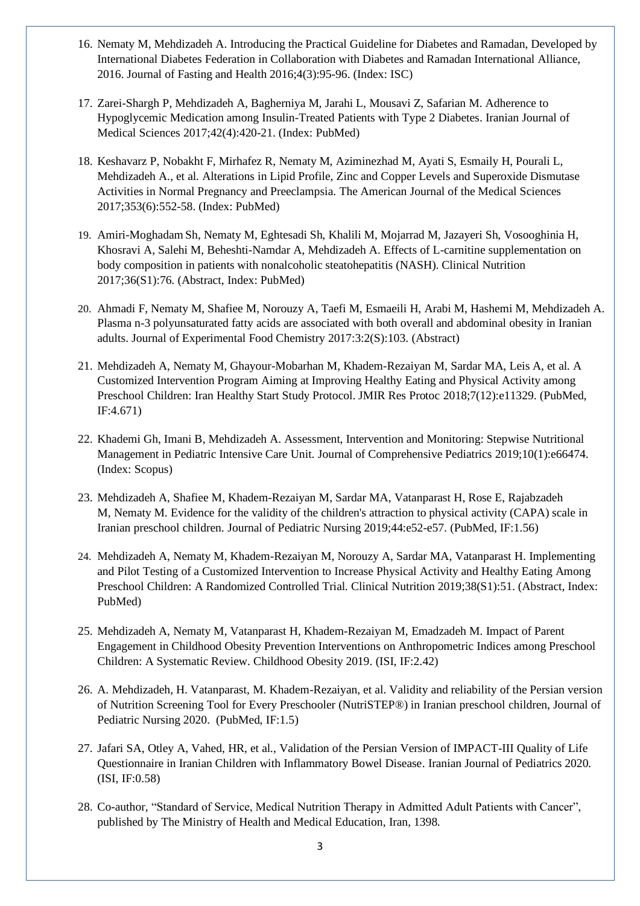16. Nematy M, Mehdizadeh A. Introducing the Practical Guideline for Diabetes and Ramadan, Developed by International Diabetes Federation in Collaboration with Diabetes and Ramadan International Alliance, 2016. Journal of Fasting and Health 2016;4(3):95-96. (Index: ISC)

17. Zarei-Shargh P, Mehdizadeh A, Bagherniya M, Jarahi L, Mousavi Z, Safarian M. Adherence to Hypoglycemic Medication among Insulin-Treated Patients with Type 2 Diabetes. Iranian Journal of Medical Sciences 2017;42(4):420-21. (Index: PubMed)

18. Keshavarz P, Nobakht F, Mirhafez R, Nematy M, Aziminezhad M, Ayati S, Esmaily H, Pourali L, Mehdizadeh A., et al. Alterations in Lipid Profile, Zinc and Copper Levels and Superoxide Dismutase Activities in Normal Pregnancy and Preeclampsia. The American Journal of the Medical Sciences 2017;353(6):552-58. (Index: PubMed)

19. Amiri-Moghadam Sh, Nematy M, Eghtesadi Sh, Khalili M, Mojarrad M, Jazayeri Sh, Vosooghinia H, Khosravi A, Salehi M, Beheshti-Namdar A, Mehdizadeh A. Effects of L-carnitine supplementation on body composition in patients with nonalcoholic steatohepatitis (NASH). Clinical Nutrition 2017;36(S1):76. (Abstract, Index: PubMed)

20. Ahmadi F, Nematy M, Shafiee M, Norouzy A, Taefi M, Esmaeili H, Arabi M, Hashemi M, Mehdizadeh A. Plasma n-3 polyunsaturated fatty acids are associated with both overall and abdominal obesity in Iranian adults. Journal of Experimental Food Chemistry 2017:3:2(S):103. (Abstract)

21. Mehdizadeh A, Nematy M, Ghayour-Mobarhan M, Khadem-Rezaiyan M, Sardar MA, Leis A, et al. A Customized Intervention Program Aiming at Improving Healthy Eating and Physical Activity among Preschool Children: Iran Healthy Start Study Protocol. JMIR Res Protoc 2018;7(12):e11329. (PubMed, IF:4.671)

22. Khademi Gh, Imani B, Mehdizadeh A. Assessment, Intervention and Monitoring: Stepwise Nutritional Management in Pediatric Intensive Care Unit. Journal of Comprehensive Pediatrics 2019;10(1):e66474. (Index: Scopus)

23. Mehdizadeh A, Shafiee M, Khadem-Rezaiyan M, Sardar MA, Vatanparast H, Rose E, Rajabzadeh M, Nematy M. Evidence for the validity of the children's attraction to physical activity (CAPA) scale in Iranian preschool children. Journal of Pediatric Nursing 2019;44:e52-e57. (PubMed, IF:1.56)

24. Mehdizadeh A, Nematy M, Khadem-Rezaiyan M, Norouzy A, Sardar MA, Vatanparast H. Implementing and Pilot Testing of a Customized Intervention to Increase Physical Activity and Healthy Eating Among Preschool Children: A Randomized Controlled Trial. Clinical Nutrition 2019;38(S1):51. (Abstract, Index: PubMed)

25. Mehdizadeh A, Nematy M, Vatanparast H, Khadem-Rezaiyan M, Emadzadeh M. Impact of Parent Engagement in Childhood Obesity Prevention Interventions on Anthropometric Indices among Preschool Children: A Systematic Review. Childhood Obesity 2019. (ISI, IF:2.42)

26. A. Mehdizadeh, H. Vatanparast, M. Khadem-Rezaiyan, et al. Validity and reliability of the Persian version of Nutrition Screening Tool for Every Preschooler (NutriSTEP®) in Iranian preschool children, Journal of Pediatric Nursing 2020. (PubMed, IF:1.5)

27. Jafari SA, Otley A, Vahed, HR, et al., Validation of the Persian Version of IMPACT-III Quality of Life Questionnaire in Iranian Children with Inflammatory Bowel Disease. Iranian Journal of Pediatrics 2020. (ISI, IF:0.58)

28. Co-author, "Standard of Service, Medical Nutrition Therapy in Admitted Adult Patients with Cancer", published by The Ministry of Health and Medical Education, Iran, 1398.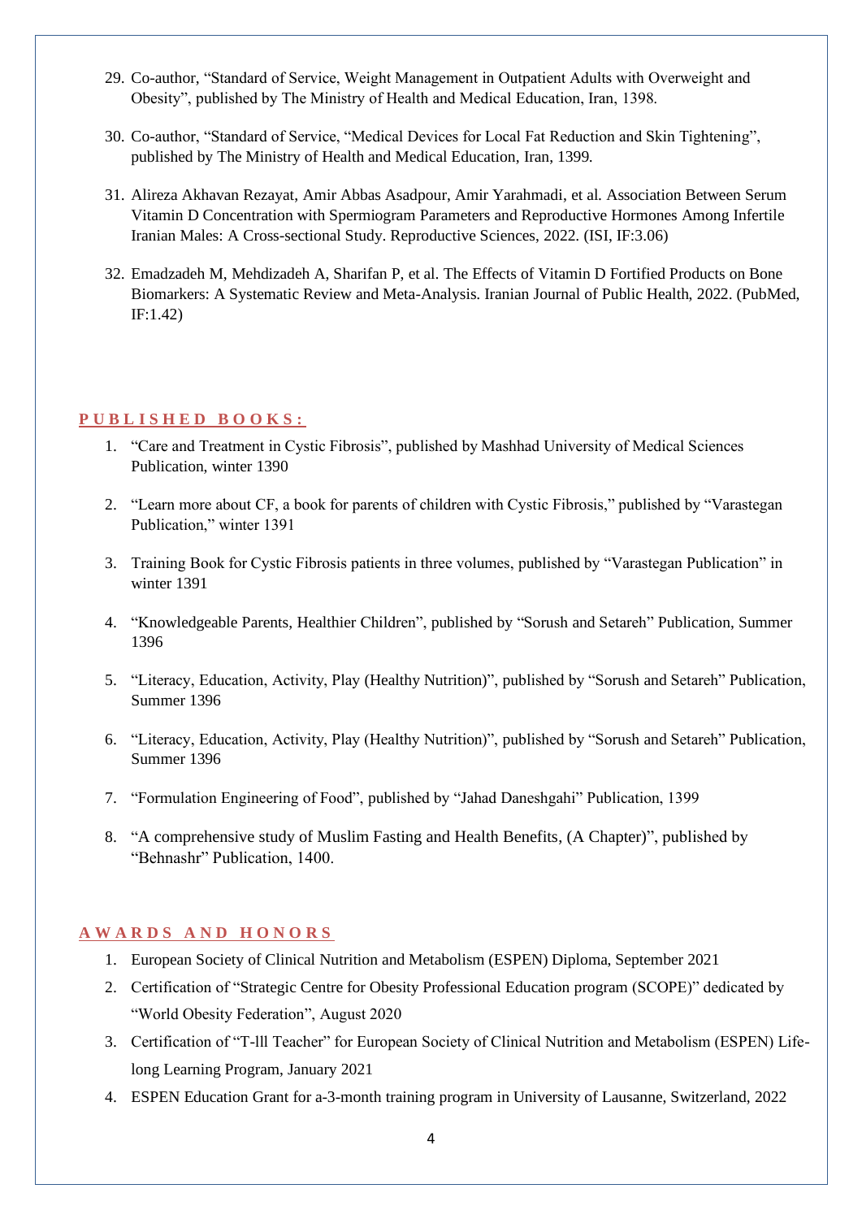29. Co-author, "Standard of Service, Weight Management in Outpatient Adults with Overweight and Obesity", published by The Ministry of Health and Medical Education, Iran, 1398.

30. Co-author, "Standard of Service, "Medical Devices for Local Fat Reduction and Skin Tightening", published by The Ministry of Health and Medical Education, Iran, 1399.

31. Alireza Akhavan Rezayat, Amir Abbas Asadpour, Amir Yarahmadi, et al. Association Between Serum Vitamin D Concentration with Spermiogram Parameters and Reproductive Hormones Among Infertile Iranian Males: A Cross-sectional Study. Reproductive Sciences, 2022. (ISI, IF:3.06)

32. Emadzadeh M, Mehdizadeh A, Sharifan P, et al. The Effects of Vitamin D Fortified Products on Bone Biomarkers: A Systematic Review and Meta-Analysis. Iranian Journal of Public Health, 2022. (PubMed, IF:1.42)

## PUBLISHED BOOKS:

1. "Care and Treatment in Cystic Fibrosis", published by Mashhad University of Medical Sciences Publication, winter 1390

2. "Learn more about CF, a book for parents of children with Cystic Fibrosis," published by "Varastegan Publication," winter 1391

3. Training Book for Cystic Fibrosis patients in three volumes, published by "Varastegan Publication" in winter 1391

4. "Knowledgeable Parents, Healthier Children", published by "Sorush and Setareh" Publication, Summer 1396

5. "Literacy, Education, Activity, Play (Healthy Nutrition)", published by "Sorush and Setareh" Publication, Summer 1396

6. "Literacy, Education, Activity, Play (Healthy Nutrition)", published by "Sorush and Setareh" Publication, Summer 1396

7. "Formulation Engineering of Food", published by "Jahad Daneshgahi" Publication, 1399

8. "A comprehensive study of Muslim Fasting and Health Benefits, (A Chapter)", published by "Behnashr" Publication, 1400.

## AWARDS AND HONORS

1. European Society of Clinical Nutrition and Metabolism (ESPEN) Diploma, September 2021
2. Certification of "Strategic Centre for Obesity Professional Education program (SCOPE)" dedicated by "World Obesity Federation", August 2020
3. Certification of "T-lll Teacher" for European Society of Clinical Nutrition and Metabolism (ESPEN) Life-long Learning Program, January 2021
4. ESPEN Education Grant for a-3-month training program in University of Lausanne, Switzerland, 2022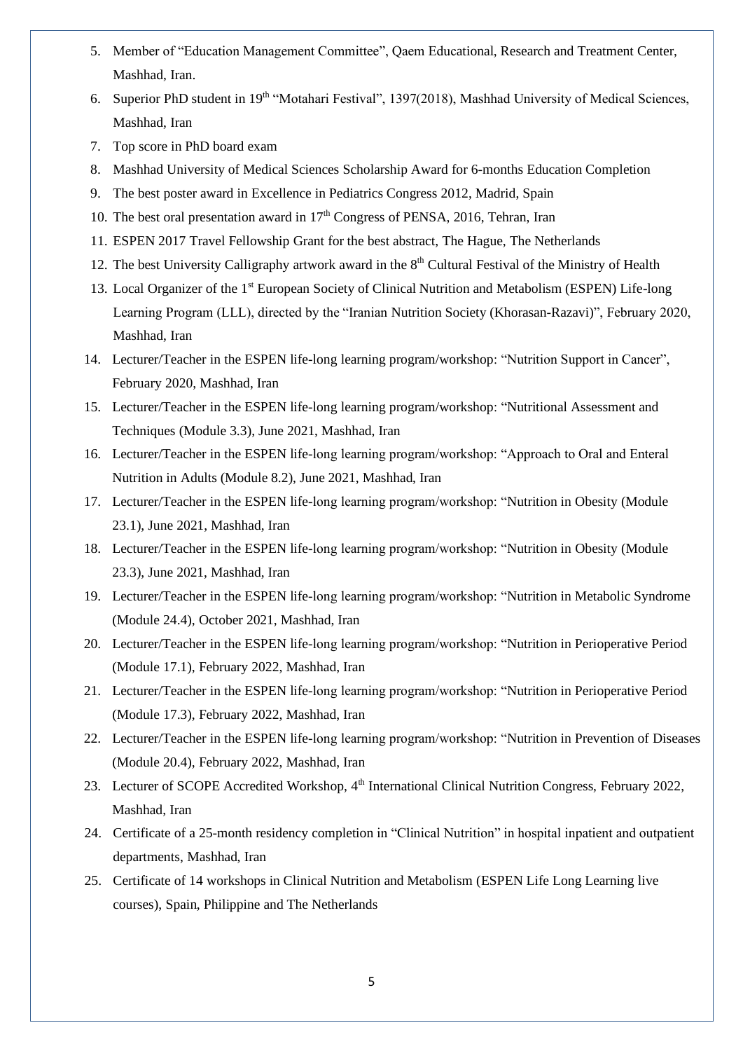5. Member of "Education Management Committee", Qaem Educational, Research and Treatment Center, Mashhad, Iran.
6. Superior PhD student in 19th "Motahari Festival", 1397(2018), Mashhad University of Medical Sciences, Mashhad, Iran
7. Top score in PhD board exam
8. Mashhad University of Medical Sciences Scholarship Award for 6-months Education Completion
9. The best poster award in Excellence in Pediatrics Congress 2012, Madrid, Spain
10. The best oral presentation award in 17th Congress of PENSA, 2016, Tehran, Iran
11. ESPEN 2017 Travel Fellowship Grant for the best abstract, The Hague, The Netherlands
12. The best University Calligraphy artwork award in the 8th Cultural Festival of the Ministry of Health
13. Local Organizer of the 1st European Society of Clinical Nutrition and Metabolism (ESPEN) Life-long Learning Program (LLL), directed by the "Iranian Nutrition Society (Khorasan-Razavi)", February 2020, Mashhad, Iran
14. Lecturer/Teacher in the ESPEN life-long learning program/workshop: "Nutrition Support in Cancer", February 2020, Mashhad, Iran
15. Lecturer/Teacher in the ESPEN life-long learning program/workshop: "Nutritional Assessment and Techniques (Module 3.3), June 2021, Mashhad, Iran
16. Lecturer/Teacher in the ESPEN life-long learning program/workshop: "Approach to Oral and Enteral Nutrition in Adults (Module 8.2), June 2021, Mashhad, Iran
17. Lecturer/Teacher in the ESPEN life-long learning program/workshop: "Nutrition in Obesity (Module 23.1), June 2021, Mashhad, Iran
18. Lecturer/Teacher in the ESPEN life-long learning program/workshop: "Nutrition in Obesity (Module 23.3), June 2021, Mashhad, Iran
19. Lecturer/Teacher in the ESPEN life-long learning program/workshop: "Nutrition in Metabolic Syndrome (Module 24.4), October 2021, Mashhad, Iran
20. Lecturer/Teacher in the ESPEN life-long learning program/workshop: "Nutrition in Perioperative Period (Module 17.1), February 2022, Mashhad, Iran
21. Lecturer/Teacher in the ESPEN life-long learning program/workshop: "Nutrition in Perioperative Period (Module 17.3), February 2022, Mashhad, Iran
22. Lecturer/Teacher in the ESPEN life-long learning program/workshop: "Nutrition in Prevention of Diseases (Module 20.4), February 2022, Mashhad, Iran
23. Lecturer of SCOPE Accredited Workshop, 4th International Clinical Nutrition Congress, February 2022, Mashhad, Iran
24. Certificate of a 25-month residency completion in "Clinical Nutrition" in hospital inpatient and outpatient departments, Mashhad, Iran
25. Certificate of 14 workshops in Clinical Nutrition and Metabolism (ESPEN Life Long Learning live courses), Spain, Philippine and The Netherlands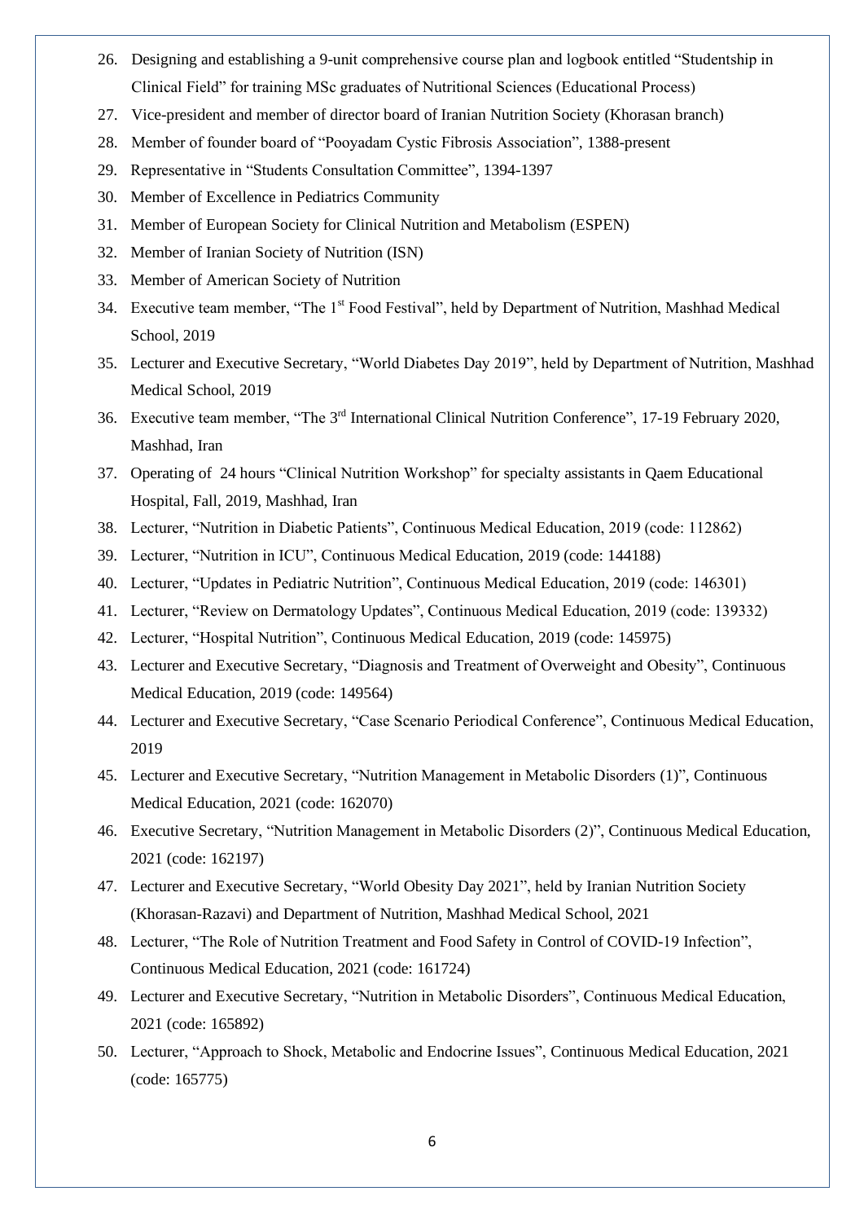26. Designing and establishing a 9-unit comprehensive course plan and logbook entitled "Studentship in Clinical Field" for training MSc graduates of Nutritional Sciences (Educational Process)
27. Vice-president and member of director board of Iranian Nutrition Society (Khorasan branch)
28. Member of founder board of "Pooyadam Cystic Fibrosis Association", 1388-present
29. Representative in "Students Consultation Committee", 1394-1397
30. Member of Excellence in Pediatrics Community
31. Member of European Society for Clinical Nutrition and Metabolism (ESPEN)
32. Member of Iranian Society of Nutrition (ISN)
33. Member of American Society of Nutrition
34. Executive team member, "The 1st Food Festival", held by Department of Nutrition, Mashhad Medical School, 2019
35. Lecturer and Executive Secretary, "World Diabetes Day 2019", held by Department of Nutrition, Mashhad Medical School, 2019
36. Executive team member, "The 3rd International Clinical Nutrition Conference", 17-19 February 2020, Mashhad, Iran
37. Operating of 24 hours "Clinical Nutrition Workshop" for specialty assistants in Qaem Educational Hospital, Fall, 2019, Mashhad, Iran
38. Lecturer, "Nutrition in Diabetic Patients", Continuous Medical Education, 2019 (code: 112862)
39. Lecturer, "Nutrition in ICU", Continuous Medical Education, 2019 (code: 144188)
40. Lecturer, "Updates in Pediatric Nutrition", Continuous Medical Education, 2019 (code: 146301)
41. Lecturer, "Review on Dermatology Updates", Continuous Medical Education, 2019 (code: 139332)
42. Lecturer, "Hospital Nutrition", Continuous Medical Education, 2019 (code: 145975)
43. Lecturer and Executive Secretary, "Diagnosis and Treatment of Overweight and Obesity", Continuous Medical Education, 2019 (code: 149564)
44. Lecturer and Executive Secretary, "Case Scenario Periodical Conference", Continuous Medical Education, 2019
45. Lecturer and Executive Secretary, "Nutrition Management in Metabolic Disorders (1)", Continuous Medical Education, 2021 (code: 162070)
46. Executive Secretary, "Nutrition Management in Metabolic Disorders (2)", Continuous Medical Education, 2021 (code: 162197)
47. Lecturer and Executive Secretary, "World Obesity Day 2021", held by Iranian Nutrition Society (Khorasan-Razavi) and Department of Nutrition, Mashhad Medical School, 2021
48. Lecturer, "The Role of Nutrition Treatment and Food Safety in Control of COVID-19 Infection", Continuous Medical Education, 2021 (code: 161724)
49. Lecturer and Executive Secretary, "Nutrition in Metabolic Disorders", Continuous Medical Education, 2021 (code: 165892)
50. Lecturer, "Approach to Shock, Metabolic and Endocrine Issues", Continuous Medical Education, 2021 (code: 165775)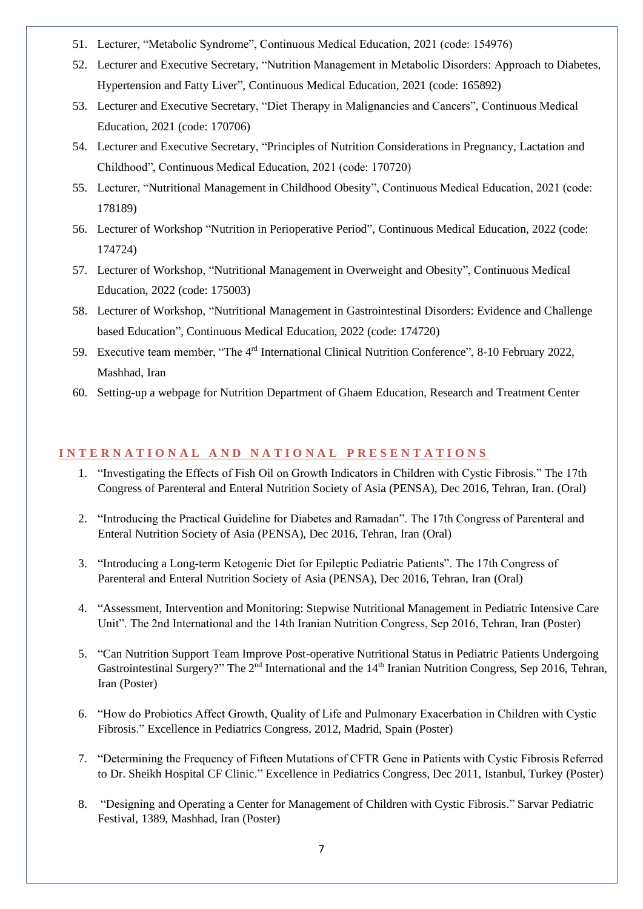51. Lecturer, "Metabolic Syndrome", Continuous Medical Education, 2021 (code: 154976)
52. Lecturer and Executive Secretary, "Nutrition Management in Metabolic Disorders: Approach to Diabetes, Hypertension and Fatty Liver", Continuous Medical Education, 2021 (code: 165892)
53. Lecturer and Executive Secretary, "Diet Therapy in Malignancies and Cancers", Continuous Medical Education, 2021 (code: 170706)
54. Lecturer and Executive Secretary, "Principles of Nutrition Considerations in Pregnancy, Lactation and Childhood", Continuous Medical Education, 2021 (code: 170720)
55. Lecturer, "Nutritional Management in Childhood Obesity", Continuous Medical Education, 2021 (code: 178189)
56. Lecturer of Workshop "Nutrition in Perioperative Period", Continuous Medical Education, 2022 (code: 174724)
57. Lecturer of Workshop, "Nutritional Management in Overweight and Obesity", Continuous Medical Education, 2022 (code: 175003)
58. Lecturer of Workshop, "Nutritional Management in Gastrointestinal Disorders: Evidence and Challenge based Education", Continuous Medical Education, 2022 (code: 174720)
59. Executive team member, "The 4rd International Clinical Nutrition Conference", 8-10 February 2022, Mashhad, Iran
60. Setting-up a webpage for Nutrition Department of Ghaem Education, Research and Treatment Center

## INTERNATIONAL AND NATIONAL PRESENTATIONS

1. "Investigating the Effects of Fish Oil on Growth Indicators in Children with Cystic Fibrosis." The 17th Congress of Parenteral and Enteral Nutrition Society of Asia (PENSA), Dec 2016, Tehran, Iran. (Oral)
2. "Introducing the Practical Guideline for Diabetes and Ramadan". The 17th Congress of Parenteral and Enteral Nutrition Society of Asia (PENSA), Dec 2016, Tehran, Iran (Oral)
3. "Introducing a Long-term Ketogenic Diet for Epileptic Pediatric Patients". The 17th Congress of Parenteral and Enteral Nutrition Society of Asia (PENSA), Dec 2016, Tehran, Iran (Oral)
4. "Assessment, Intervention and Monitoring: Stepwise Nutritional Management in Pediatric Intensive Care Unit". The 2nd International and the 14th Iranian Nutrition Congress, Sep 2016, Tehran, Iran (Poster)
5. "Can Nutrition Support Team Improve Post-operative Nutritional Status in Pediatric Patients Undergoing Gastrointestinal Surgery?" The 2nd International and the 14th Iranian Nutrition Congress, Sep 2016, Tehran, Iran (Poster)
6. "How do Probiotics Affect Growth, Quality of Life and Pulmonary Exacerbation in Children with Cystic Fibrosis." Excellence in Pediatrics Congress, 2012, Madrid, Spain (Poster)
7. "Determining the Frequency of Fifteen Mutations of CFTR Gene in Patients with Cystic Fibrosis Referred to Dr. Sheikh Hospital CF Clinic." Excellence in Pediatrics Congress, Dec 2011, Istanbul, Turkey (Poster)
8. "Designing and Operating a Center for Management of Children with Cystic Fibrosis." Sarvar Pediatric Festival, 1389, Mashhad, Iran (Poster)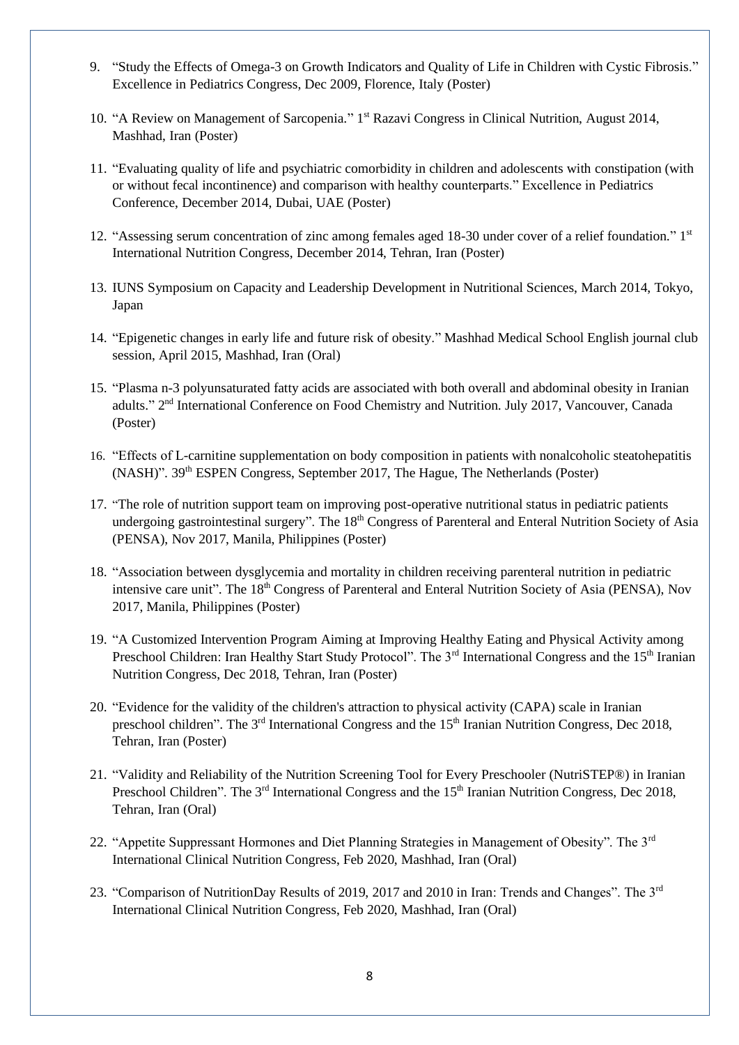9. "Study the Effects of Omega-3 on Growth Indicators and Quality of Life in Children with Cystic Fibrosis." Excellence in Pediatrics Congress, Dec 2009, Florence, Italy (Poster)

10. "A Review on Management of Sarcopenia." 1st Razavi Congress in Clinical Nutrition, August 2014, Mashhad, Iran (Poster)

11. "Evaluating quality of life and psychiatric comorbidity in children and adolescents with constipation (with or without fecal incontinence) and comparison with healthy counterparts." Excellence in Pediatrics Conference, December 2014, Dubai, UAE (Poster)

12. "Assessing serum concentration of zinc among females aged 18-30 under cover of a relief foundation." 1st International Nutrition Congress, December 2014, Tehran, Iran (Poster)

13. IUNS Symposium on Capacity and Leadership Development in Nutritional Sciences, March 2014, Tokyo, Japan

14. "Epigenetic changes in early life and future risk of obesity." Mashhad Medical School English journal club session, April 2015, Mashhad, Iran (Oral)

15. "Plasma n-3 polyunsaturated fatty acids are associated with both overall and abdominal obesity in Iranian adults." 2nd International Conference on Food Chemistry and Nutrition. July 2017, Vancouver, Canada (Poster)

16. "Effects of L-carnitine supplementation on body composition in patients with nonalcoholic steatohepatitis (NASH)". 39th ESPEN Congress, September 2017, The Hague, The Netherlands (Poster)

17. "The role of nutrition support team on improving post-operative nutritional status in pediatric patients undergoing gastrointestinal surgery". The 18th Congress of Parenteral and Enteral Nutrition Society of Asia (PENSA), Nov 2017, Manila, Philippines (Poster)

18. "Association between dysglycemia and mortality in children receiving parenteral nutrition in pediatric intensive care unit". The 18th Congress of Parenteral and Enteral Nutrition Society of Asia (PENSA), Nov 2017, Manila, Philippines (Poster)

19. "A Customized Intervention Program Aiming at Improving Healthy Eating and Physical Activity among Preschool Children: Iran Healthy Start Study Protocol". The 3rd International Congress and the 15th Iranian Nutrition Congress, Dec 2018, Tehran, Iran (Poster)

20. "Evidence for the validity of the children's attraction to physical activity (CAPA) scale in Iranian preschool children". The 3rd International Congress and the 15th Iranian Nutrition Congress, Dec 2018, Tehran, Iran (Poster)

21. "Validity and Reliability of the Nutrition Screening Tool for Every Preschooler (NutriSTEP®) in Iranian Preschool Children". The 3rd International Congress and the 15th Iranian Nutrition Congress, Dec 2018, Tehran, Iran (Oral)

22. "Appetite Suppressant Hormones and Diet Planning Strategies in Management of Obesity". The 3rd International Clinical Nutrition Congress, Feb 2020, Mashhad, Iran (Oral)

23. "Comparison of NutritionDay Results of 2019, 2017 and 2010 in Iran: Trends and Changes". The 3rd International Clinical Nutrition Congress, Feb 2020, Mashhad, Iran (Oral)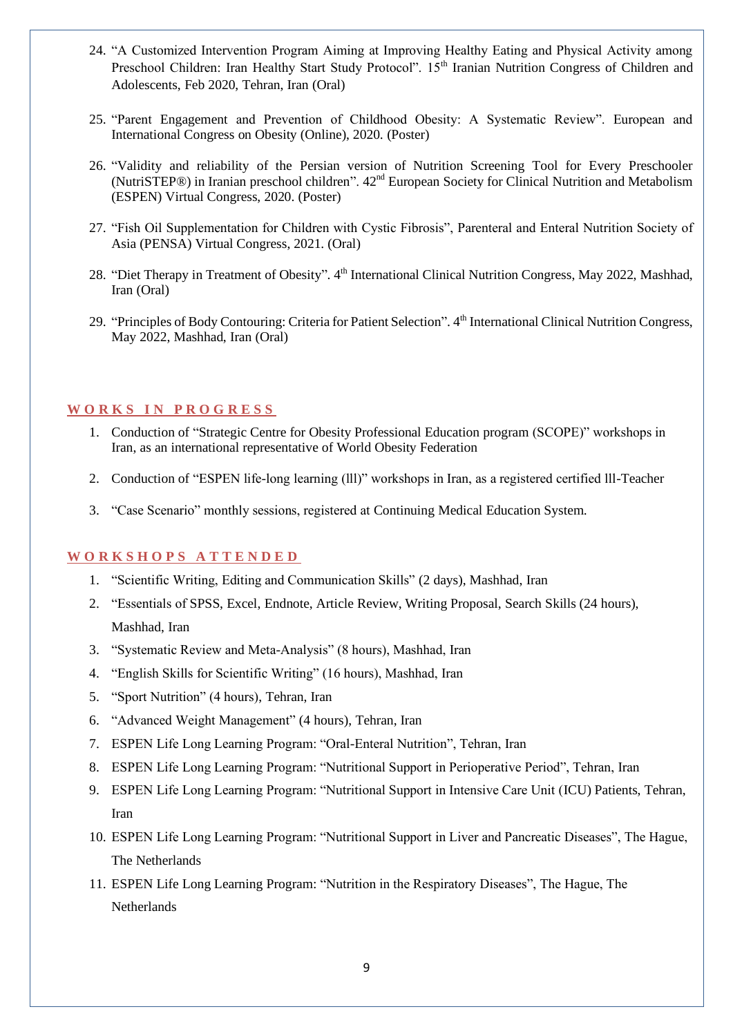24. "A Customized Intervention Program Aiming at Improving Healthy Eating and Physical Activity among Preschool Children: Iran Healthy Start Study Protocol". 15th Iranian Nutrition Congress of Children and Adolescents, Feb 2020, Tehran, Iran (Oral)

25. "Parent Engagement and Prevention of Childhood Obesity: A Systematic Review". European and International Congress on Obesity (Online), 2020. (Poster)

26. "Validity and reliability of the Persian version of Nutrition Screening Tool for Every Preschooler (NutriSTEP®) in Iranian preschool children". 42nd European Society for Clinical Nutrition and Metabolism (ESPEN) Virtual Congress, 2020. (Poster)

27. "Fish Oil Supplementation for Children with Cystic Fibrosis", Parenteral and Enteral Nutrition Society of Asia (PENSA) Virtual Congress, 2021. (Oral)

28. "Diet Therapy in Treatment of Obesity". 4th International Clinical Nutrition Congress, May 2022, Mashhad, Iran (Oral)

29. "Principles of Body Contouring: Criteria for Patient Selection". 4th International Clinical Nutrition Congress, May 2022, Mashhad, Iran (Oral)

## WORKS IN PROGRESS

1. Conduction of "Strategic Centre for Obesity Professional Education program (SCOPE)" workshops in Iran, as an international representative of World Obesity Federation

2. Conduction of "ESPEN life-long learning (lll)" workshops in Iran, as a registered certified lll-Teacher

3. "Case Scenario" monthly sessions, registered at Continuing Medical Education System.

## WORKSHOPS ATTENDED

1. "Scientific Writing, Editing and Communication Skills" (2 days), Mashhad, Iran
2. "Essentials of SPSS, Excel, Endnote, Article Review, Writing Proposal, Search Skills (24 hours), Mashhad, Iran
3. "Systematic Review and Meta-Analysis" (8 hours), Mashhad, Iran
4. "English Skills for Scientific Writing" (16 hours), Mashhad, Iran
5. "Sport Nutrition" (4 hours), Tehran, Iran
6. "Advanced Weight Management" (4 hours), Tehran, Iran
7. ESPEN Life Long Learning Program: "Oral-Enteral Nutrition", Tehran, Iran
8. ESPEN Life Long Learning Program: "Nutritional Support in Perioperative Period", Tehran, Iran
9. ESPEN Life Long Learning Program: "Nutritional Support in Intensive Care Unit (ICU) Patients, Tehran, Iran
10. ESPEN Life Long Learning Program: "Nutritional Support in Liver and Pancreatic Diseases", The Hague, The Netherlands
11. ESPEN Life Long Learning Program: "Nutrition in the Respiratory Diseases", The Hague, The Netherlands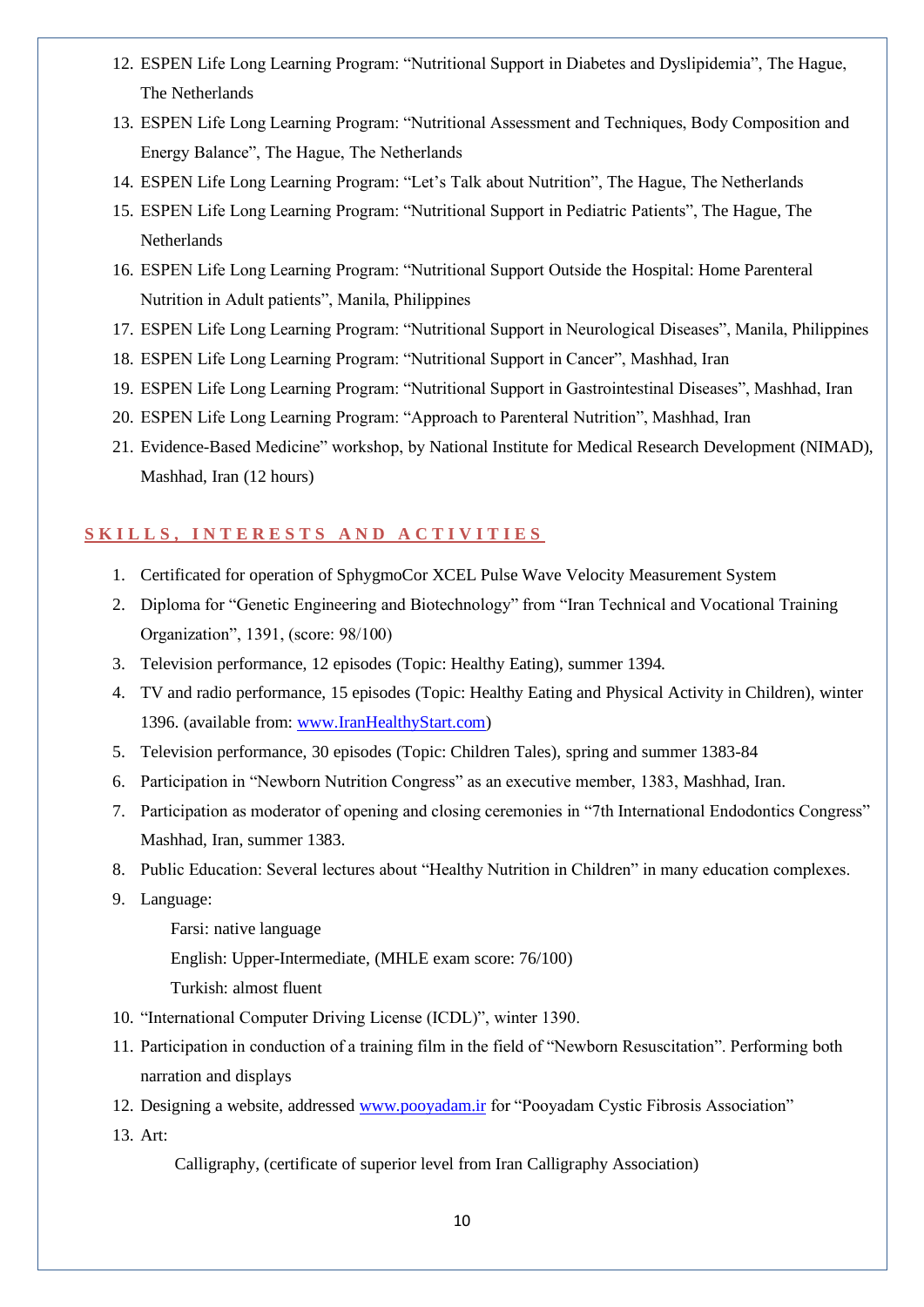12. ESPEN Life Long Learning Program: “Nutritional Support in Diabetes and Dyslipidemia”, The Hague, The Netherlands
13. ESPEN Life Long Learning Program: “Nutritional Assessment and Techniques, Body Composition and Energy Balance”, The Hague, The Netherlands
14. ESPEN Life Long Learning Program: “Let’s Talk about Nutrition”, The Hague, The Netherlands
15. ESPEN Life Long Learning Program: “Nutritional Support in Pediatric Patients”, The Hague, The Netherlands
16. ESPEN Life Long Learning Program: “Nutritional Support Outside the Hospital: Home Parenteral Nutrition in Adult patients”, Manila, Philippines
17. ESPEN Life Long Learning Program: “Nutritional Support in Neurological Diseases”, Manila, Philippines
18. ESPEN Life Long Learning Program: “Nutritional Support in Cancer”, Mashhad, Iran
19. ESPEN Life Long Learning Program: “Nutritional Support in Gastrointestinal Diseases”, Mashhad, Iran
20. ESPEN Life Long Learning Program: “Approach to Parenteral Nutrition”, Mashhad, Iran
21. Evidence-Based Medicine” workshop, by National Institute for Medical Research Development (NIMAD), Mashhad, Iran (12 hours)

## SKILLS, INTERESTS AND ACTIVITIES

1. Certificated for operation of SphygmoCor XCEL Pulse Wave Velocity Measurement System
2. Diploma for “Genetic Engineering and Biotechnology” from “Iran Technical and Vocational Training Organization”, 1391, (score: 98/100)
3. Television performance, 12 episodes (Topic: Healthy Eating), summer 1394.
4. TV and radio performance, 15 episodes (Topic: Healthy Eating and Physical Activity in Children), winter 1396. (available from: www.IranHealthyStart.com)
5. Television performance, 30 episodes (Topic: Children Tales), spring and summer 1383-84
6. Participation in “Newborn Nutrition Congress” as an executive member, 1383, Mashhad, Iran.
7. Participation as moderator of opening and closing ceremonies in “7th International Endodontics Congress” Mashhad, Iran, summer 1383.
8. Public Education: Several lectures about “Healthy Nutrition in Children” in many education complexes.
9. Language:
   - Farsi: native language
   - English: Upper-Intermediate, (MHLE exam score: 76/100)
   - Turkish: almost fluent
10. “International Computer Driving License (ICDL)”, winter 1390.
11. Participation in conduction of a training film in the field of “Newborn Resuscitation”. Performing both narration and displays
12. Designing a website, addressed www.pooyadam.ir for “Pooyadam Cystic Fibrosis Association”
13. Art:
    - Calligraphy, (certificate of superior level from Iran Calligraphy Association)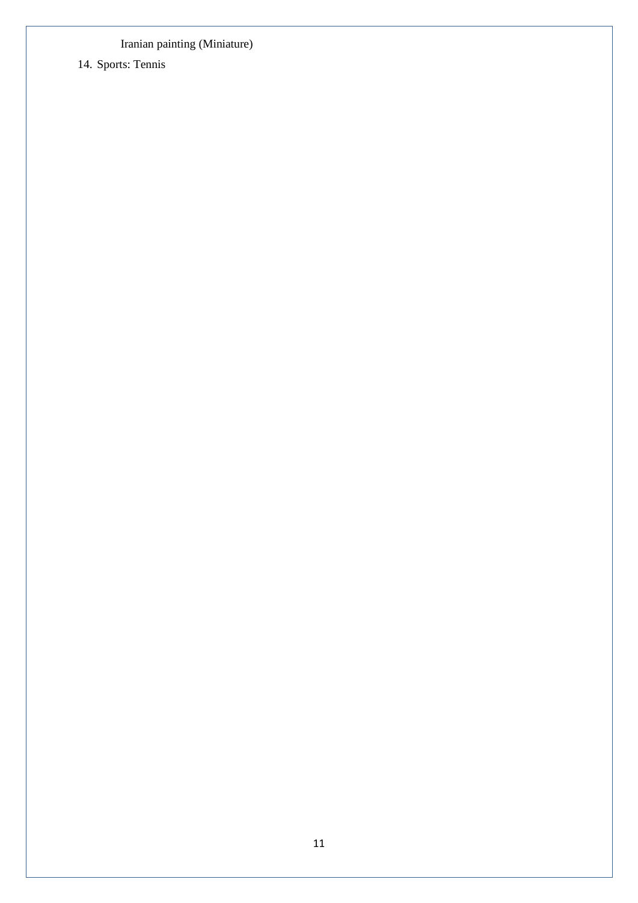Iranian painting (Miniature)

14. Sports: Tennis